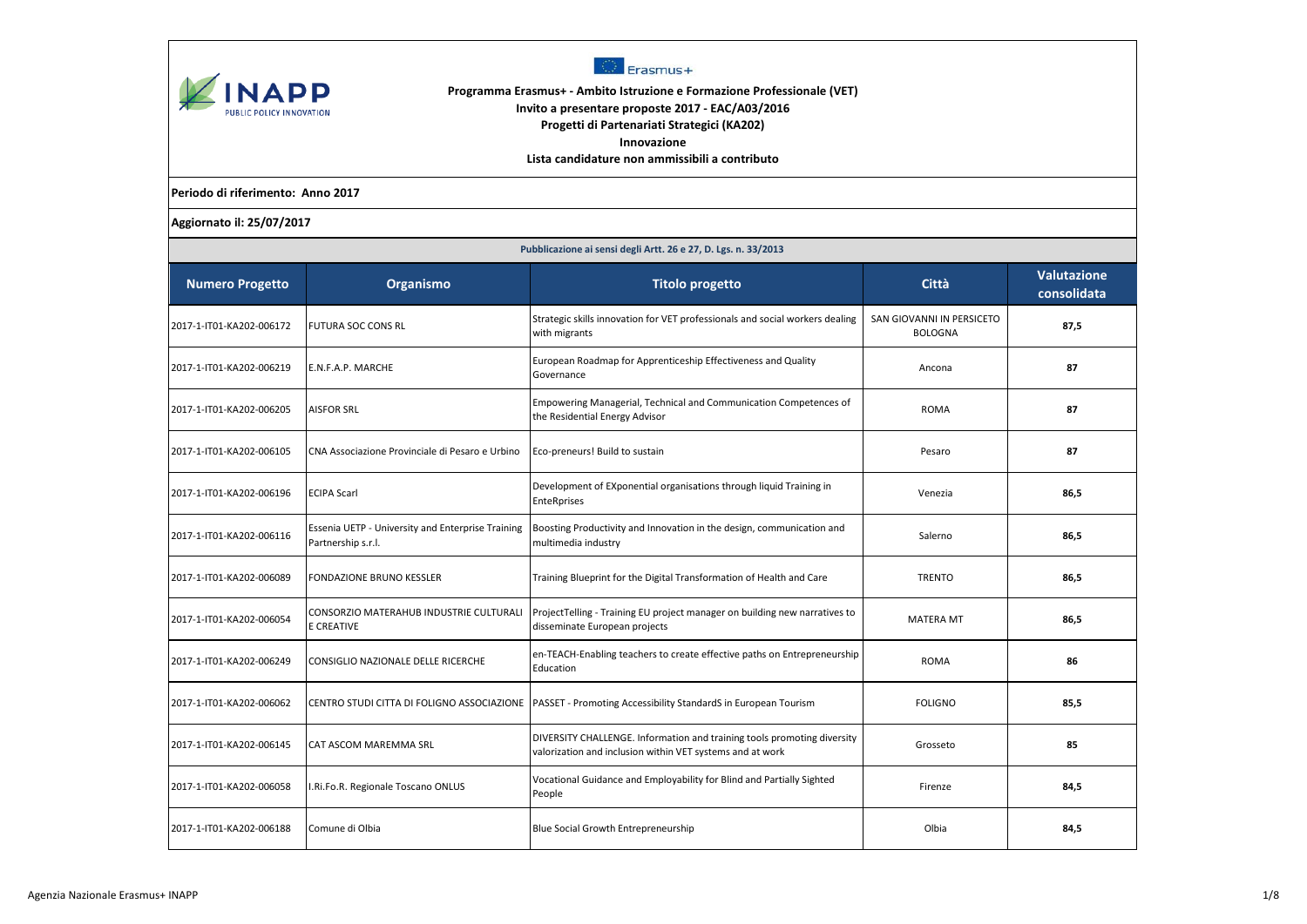**Programma Erasmus+ - Ambito Istruzione e Formazione Professionale (VET)**
**Invito a presentare proposte 2017 - EAC/A03/2016**
**Progetti di Partenariati Strategici (KA202)**
**Innovazione**
**Lista candidature non ammissibili a contributo**

**Periodo di riferimento: Anno 2017**

**Aggiornato il: 25/07/2017**

**Pubblicazione ai sensi degli Artt. 26 e 27, D. Lgs. n. 33/2013**

| Numero Progetto | Organismo | Titolo progetto | Città | Valutazione consolidata |
|---|---|---|---|---|
| 2017-1-IT01-KA202-006172 | FUTURA SOC CONS RL | Strategic skills innovation for VET professionals and social workers dealing with migrants | SAN GIOVANNI IN PERSICETO BOLOGNA | 87,5 |
| 2017-1-IT01-KA202-006219 | E.N.F.A.P. MARCHE | European Roadmap for Apprenticeship Effectiveness and Quality Governance | Ancona | 87 |
| 2017-1-IT01-KA202-006205 | AISFOR SRL | Empowering Managerial, Technical and Communication Competences of the Residential Energy Advisor | ROMA | 87 |
| 2017-1-IT01-KA202-006105 | CNA Associazione Provinciale di Pesaro e Urbino | Eco-preneurs! Build to sustain | Pesaro | 87 |
| 2017-1-IT01-KA202-006196 | ECIPA Scarl | Development of EXponential organisations through liquid Training in EnteRprises | Venezia | 86,5 |
| 2017-1-IT01-KA202-006116 | Essenia UETP - University and Enterprise Training Partnership s.r.l. | Boosting Productivity and Innovation in the design, communication and multimedia industry | Salerno | 86,5 |
| 2017-1-IT01-KA202-006089 | FONDAZIONE BRUNO KESSLER | Training Blueprint for the Digital Transformation of Health and Care | TRENTO | 86,5 |
| 2017-1-IT01-KA202-006054 | CONSORZIO MATERAHUB INDUSTRIE CULTURALI E CREATIVE | ProjectTelling - Training EU project manager on building new narratives to disseminate European projects | MATERA MT | 86,5 |
| 2017-1-IT01-KA202-006249 | CONSIGLIO NAZIONALE DELLE RICERCHE | en-TEACH-Enabling teachers to create effective paths on Entrepreneurship Education | ROMA | 86 |
| 2017-1-IT01-KA202-006062 | CENTRO STUDI CITTA DI FOLIGNO ASSOCIAZIONE | PASSET - Promoting Accessibility StandardS in European Tourism | FOLIGNO | 85,5 |
| 2017-1-IT01-KA202-006145 | CAT ASCOM MAREMMA SRL | DIVERSITY CHALLENGE. Information and training tools promoting diversity valorization and inclusion within VET systems and at work | Grosseto | 85 |
| 2017-1-IT01-KA202-006058 | I.Ri.Fo.R. Regionale Toscano ONLUS | Vocational Guidance and Employability for Blind and Partially Sighted People | Firenze | 84,5 |
| 2017-1-IT01-KA202-006188 | Comune di Olbia | Blue Social Growth Entrepreneurship | Olbia | 84,5 |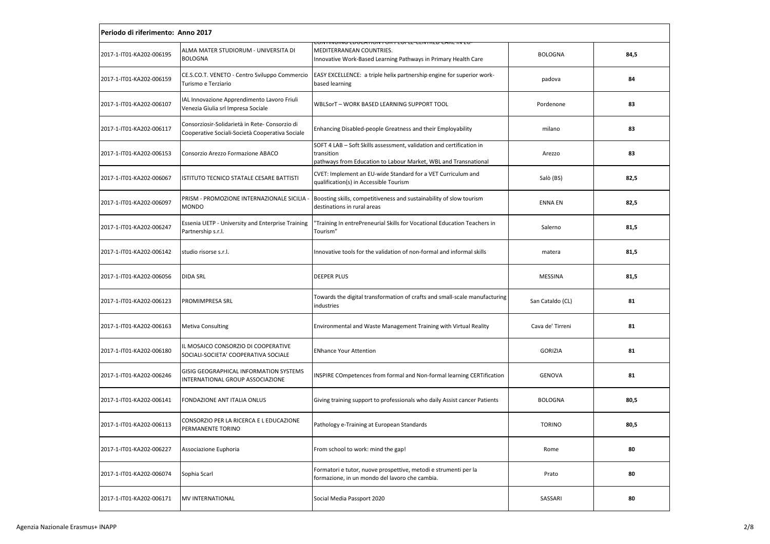| Periodo di riferimento: Anno 2017 | | | | |
|---|---|---|---|---|
| 2017-1-IT01-KA202-006195 | ALMA MATER STUDIORUM - UNIVERSITA DI BOLOGNA | CONTINUING EDUCATION FOR PEOPLE-CENTRED CARE IN EU-MEDITERRANEAN COUNTRIES. Innovative Work-Based Learning Pathways in Primary Health Care | BOLOGNA | **84,5** |
| 2017-1-IT01-KA202-006159 | CE.S.CO.T. VENETO - Centro Sviluppo Commercio Turismo e Terziario | EASY EXCELLENCE: a triple helix partnership engine for superior work-based learning | padova | **84** |
| 2017-1-IT01-KA202-006107 | IAL Innovazione Apprendimento Lavoro Friuli Venezia Giulia srl Impresa Sociale | WBLSorT – WORK BASED LEARNING SUPPORT TOOL | Pordenone | **83** |
| 2017-1-IT01-KA202-006117 | Consorziosir-Solidarietà in Rete- Consorzio di Cooperative Sociali-Società Cooperativa Sociale | Enhancing Disabled-people Greatness and their Employability | milano | **83** |
| 2017-1-IT01-KA202-006153 | Consorzio Arezzo Formazione ABACO | SOFT 4 LAB – Soft Skills assessment, validation and certification in transition pathways from Education to Labour Market, WBL and Transnational | Arezzo | **83** |
| 2017-1-IT01-KA202-006067 | ISTITUTO TECNICO STATALE CESARE BATTISTI | CVET: Implement an EU-wide Standard for a VET Curriculum and qualification(s) in Accessible Tourism | Salò (BS) | **82,5** |
| 2017-1-IT01-KA202-006097 | PRISM - PROMOZIONE INTERNAZIONALE SICILIA - MONDO | Boosting skills, competitiveness and sustainability of slow tourism destinations in rural areas | ENNA EN | **82,5** |
| 2017-1-IT01-KA202-006247 | Essenia UETP - University and Enterprise Training Partnership s.r.l. | "Training In entrePreneurial Skills for Vocational Education Teachers in Tourism" | Salerno | **81,5** |
| 2017-1-IT01-KA202-006142 | studio risorse s.r.l. | Innovative tools for the validation of non-formal and informal skills | matera | **81,5** |
| 2017-1-IT01-KA202-006056 | DIDA SRL | DEEPER PLUS | MESSINA | **81,5** |
| 2017-1-IT01-KA202-006123 | PROMIMPRESA SRL | Towards the digital transformation of crafts and small-scale manufacturing industries | San Cataldo (CL) | **81** |
| 2017-1-IT01-KA202-006163 | Metiva Consulting | Environmental and Waste Management Training with Virtual Reality | Cava de' Tirreni | **81** |
| 2017-1-IT01-KA202-006180 | IL MOSAICO CONSORZIO DI COOPERATIVE SOCIALI-SOCIETA' COOPERATIVA SOCIALE | ENhance Your Attention | GORIZIA | **81** |
| 2017-1-IT01-KA202-006246 | GISIG GEOGRAPHICAL INFORMATION SYSTEMS INTERNATIONAL GROUP ASSOCIAZIONE | INSPIRE COmpetences from formal and Non-formal learning CERTification | GENOVA | **81** |
| 2017-1-IT01-KA202-006141 | FONDAZIONE ANT ITALIA ONLUS | Giving training support to professionals who daily Assist cancer Patients | BOLOGNA | **80,5** |
| 2017-1-IT01-KA202-006113 | CONSORZIO PER LA RICERCA E L EDUCAZIONE PERMANENTE TORINO | Pathology e-Training at European Standards | TORINO | **80,5** |
| 2017-1-IT01-KA202-006227 | Associazione Euphoria | From school to work: mind the gap! | Rome | **80** |
| 2017-1-IT01-KA202-006074 | Sophia Scarl | Formatori e tutor, nuove prospettive, metodi e strumenti per la formazione, in un mondo del lavoro che cambia. | Prato | **80** |
| 2017-1-IT01-KA202-006171 | MV INTERNATIONAL | Social Media Passport 2020 | SASSARI | **80** |

Agenzia Nazionale Erasmus+ INAPP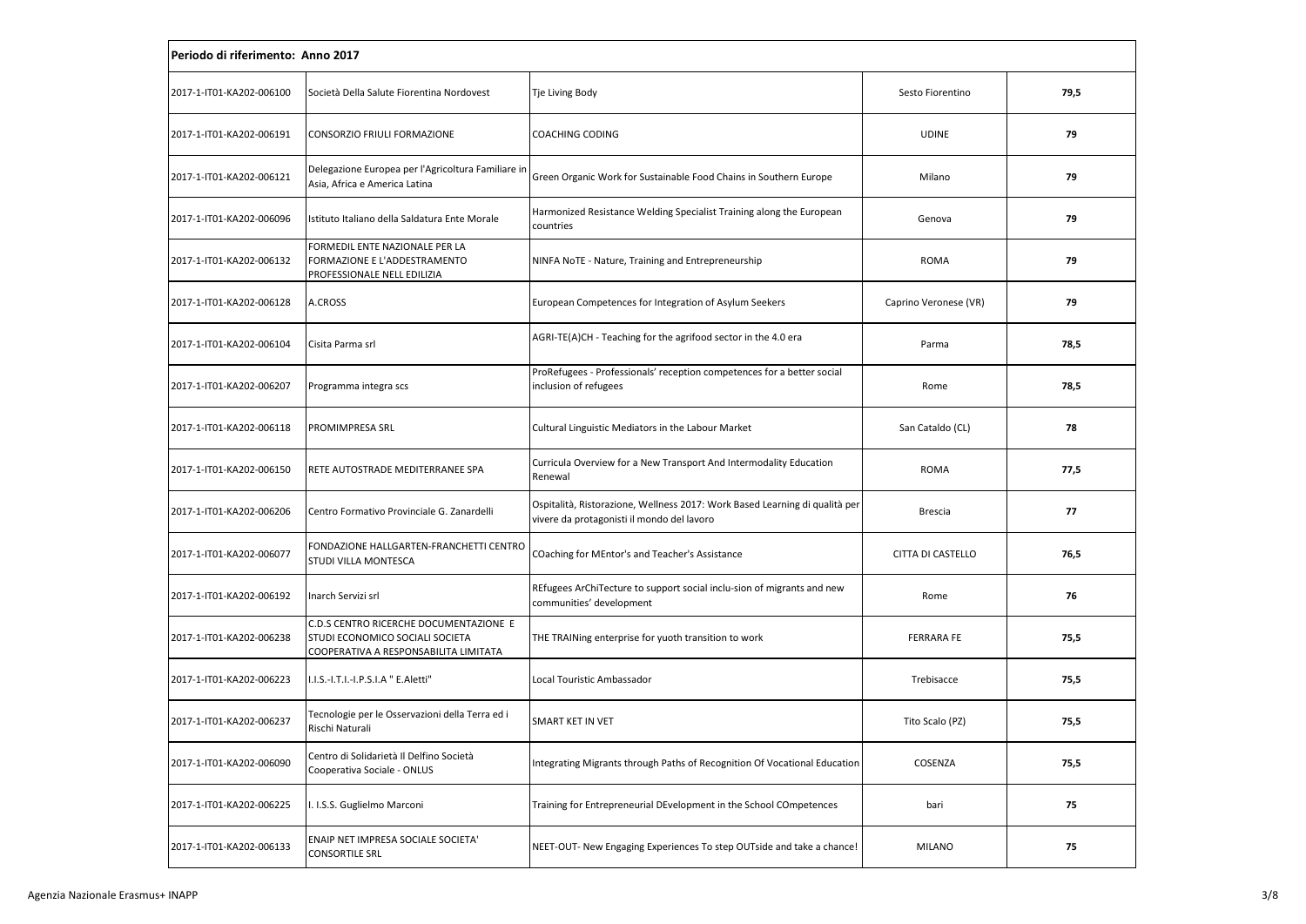| Periodo di riferimento: Anno 2017 | | | | |
|---|---|---|---|---|
| 2017-1-IT01-KA202-006100 | Società Della Salute Fiorentina Nordovest | Tje Living Body | Sesto Fiorentino | 79,5 |
| 2017-1-IT01-KA202-006191 | CONSORZIO FRIULI FORMAZIONE | COACHING CODING | UDINE | 79 |
| 2017-1-IT01-KA202-006121 | Delegazione Europea per l'Agricoltura Familiare in Asia, Africa e America Latina | Green Organic Work for Sustainable Food Chains in Southern Europe | Milano | 79 |
| 2017-1-IT01-KA202-006096 | Istituto Italiano della Saldatura Ente Morale | Harmonized Resistance Welding Specialist Training along the European countries | Genova | 79 |
| 2017-1-IT01-KA202-006132 | FORMEDIL ENTE NAZIONALE PER LA FORMAZIONE E L'ADDESTRAMENTO PROFESSIONALE NELL EDILIZIA | NINFA NoTE - Nature, Training and Entrepreneurship | ROMA | 79 |
| 2017-1-IT01-KA202-006128 | A.CROSS | European Competences for Integration of Asylum Seekers | Caprino Veronese (VR) | 79 |
| 2017-1-IT01-KA202-006104 | Cisita Parma srl | AGRI-TE(A)CH - Teaching for the agrifood sector in the 4.0 era | Parma | 78,5 |
| 2017-1-IT01-KA202-006207 | Programma integra scs | ProRefugees - Professionals' reception competences for a better social inclusion of refugees | Rome | 78,5 |
| 2017-1-IT01-KA202-006118 | PROMIMPRESA SRL | Cultural Linguistic Mediators in the Labour Market | San Cataldo (CL) | 78 |
| 2017-1-IT01-KA202-006150 | RETE AUTOSTRADE MEDITERRANEE SPA | Curricula Overview for a New Transport And Intermodality Education Renewal | ROMA | 77,5 |
| 2017-1-IT01-KA202-006206 | Centro Formativo Provinciale G. Zanardelli | Ospitalità, Ristorazione, Wellness 2017: Work Based Learning di qualità per vivere da protagonisti il mondo del lavoro | Brescia | 77 |
| 2017-1-IT01-KA202-006077 | FONDAZIONE HALLGARTEN-FRANCHETTI CENTRO STUDI VILLA MONTESCA | COaching for MEntor's and Teacher's Assistance | CITTA DI CASTELLO | 76,5 |
| 2017-1-IT01-KA202-006192 | Inarch Servizi srl | REfugees ArChiTecture to support social inclu-sion of migrants and new communities' development | Rome | 76 |
| 2017-1-IT01-KA202-006238 | C.D.S CENTRO RICERCHE DOCUMENTAZIONE E STUDI ECONOMICO SOCIALI SOCIETA COOPERATIVA A RESPONSABILITA LIMITATA | THE TRAINing enterprise for yuoth transition to work | FERRARA FE | 75,5 |
| 2017-1-IT01-KA202-006223 | I.I.S.-I.T.I.-I.P.S.I.A " E.Aletti" | Local Touristic Ambassador | Trebisacce | 75,5 |
| 2017-1-IT01-KA202-006237 | Tecnologie per le Osservazioni della Terra ed i Rischi Naturali | SMART KET IN VET | Tito Scalo (PZ) | 75,5 |
| 2017-1-IT01-KA202-006090 | Centro di Solidarietà Il Delfino Società Cooperativa Sociale - ONLUS | Integrating Migrants through Paths of Recognition Of Vocational Education | COSENZA | 75,5 |
| 2017-1-IT01-KA202-006225 | I. I.S.S. Guglielmo Marconi | Training for Entrepreneurial DEvelopment in the School COmpetences | bari | 75 |
| 2017-1-IT01-KA202-006133 | ENAIP NET IMPRESA SOCIALE SOCIETA' CONSORTILE SRL | NEET-OUT- New Engaging Experiences To step OUTside and take a chance! | MILANO | 75 |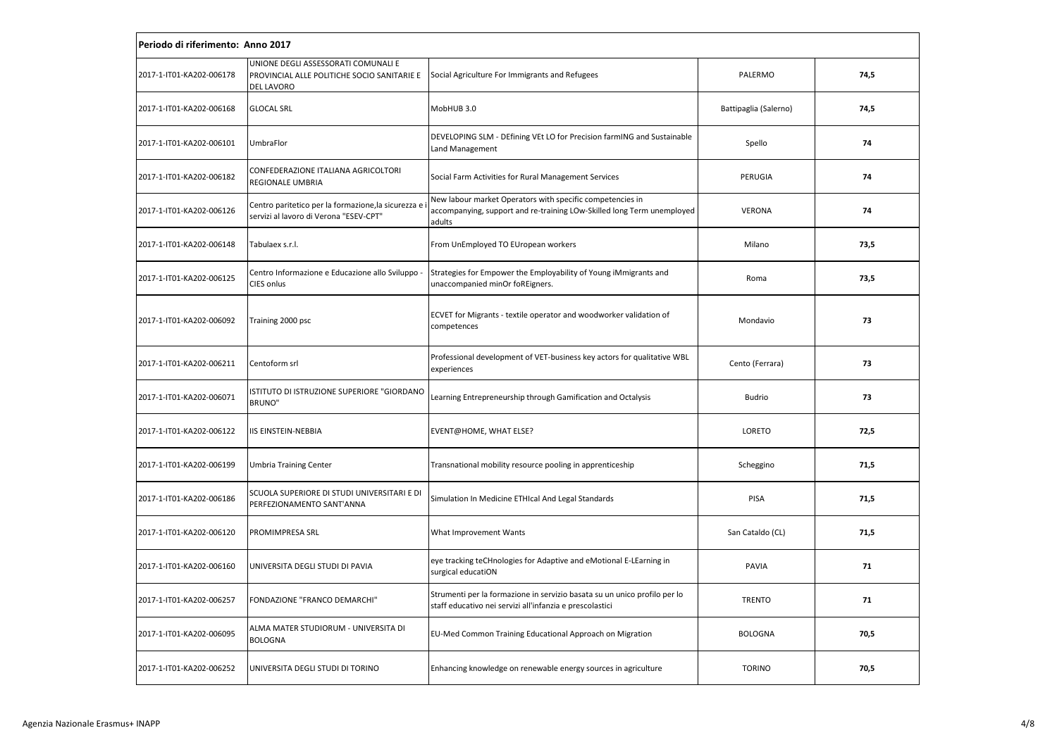**Periodo di riferimento: Anno 2017**

| | | | | |
|---|---|---|---|---|
| 2017-1-IT01-KA202-006178 | UNIONE DEGLI ASSESSORATI COMUNALI E PROVINCIAL ALLE POLITICHE SOCIO SANITARIE E DEL LAVORO | Social Agriculture For Immigrants and Refugees | PALERMO | **74,5** |
| 2017-1-IT01-KA202-006168 | GLOCAL SRL | MobHUB 3.0 | Battipaglia (Salerno) | **74,5** |
| 2017-1-IT01-KA202-006101 | UmbraFlor | DEVELOPING SLM - DEfining VEt LO for Precision farmING and Sustainable Land Management | Spello | **74** |
| 2017-1-IT01-KA202-006182 | CONFEDERAZIONE ITALIANA AGRICOLTORI REGIONALE UMBRIA | Social Farm Activities for Rural Management Services | PERUGIA | **74** |
| 2017-1-IT01-KA202-006126 | Centro paritetico per la formazione,la sicurezza e i servizi al lavoro di Verona "ESEV-CPT" | New labour market Operators with specific competencies in accompanying, support and re-training LOw-Skilled long Term unemployed adults | VERONA | **74** |
| 2017-1-IT01-KA202-006148 | Tabulaex s.r.l. | From UnEmployed TO EUropean workers | Milano | **73,5** |
| 2017-1-IT01-KA202-006125 | Centro Informazione e Educazione allo Sviluppo - CIES onlus | Strategies for Empower the Employability of Young iMmigrants and unaccompanied minOr foREigners. | Roma | **73,5** |
| 2017-1-IT01-KA202-006092 | Training 2000 psc | ECVET for Migrants - textile operator and woodworker validation of competences | Mondavio | **73** |
| 2017-1-IT01-KA202-006211 | Centoform srl | Professional development of VET-business key actors for qualitative WBL experiences | Cento (Ferrara) | **73** |
| 2017-1-IT01-KA202-006071 | ISTITUTO DI ISTRUZIONE SUPERIORE "GIORDANO BRUNO" | Learning Entrepreneurship through Gamification and Octalysis | Budrio | **73** |
| 2017-1-IT01-KA202-006122 | IIS EINSTEIN-NEBBIA | EVENT@HOME, WHAT ELSE? | LORETO | **72,5** |
| 2017-1-IT01-KA202-006199 | Umbria Training Center | Transnational mobility resource pooling in apprenticeship | Scheggino | **71,5** |
| 2017-1-IT01-KA202-006186 | SCUOLA SUPERIORE DI STUDI UNIVERSITARI E DI PERFEZIONAMENTO SANT'ANNA | Simulation In Medicine ETHIcal And Legal Standards | PISA | **71,5** |
| 2017-1-IT01-KA202-006120 | PROMIMPRESA SRL | What Improvement Wants | San Cataldo (CL) | **71,5** |
| 2017-1-IT01-KA202-006160 | UNIVERSITA DEGLI STUDI DI PAVIA | eye tracking teCHnologies for Adaptive and eMotional E-LEarning in surgical educatiON | PAVIA | **71** |
| 2017-1-IT01-KA202-006257 | FONDAZIONE "FRANCO DEMARCHI" | Strumenti per la formazione in servizio basata su un unico profilo per lo staff educativo nei servizi all'infanzia e prescolastici | TRENTO | **71** |
| 2017-1-IT01-KA202-006095 | ALMA MATER STUDIORUM - UNIVERSITA DI BOLOGNA | EU-Med Common Training Educational Approach on Migration | BOLOGNA | **70,5** |
| 2017-1-IT01-KA202-006252 | UNIVERSITA DEGLI STUDI DI TORINO | Enhancing knowledge on renewable energy sources in agriculture | TORINO | **70,5** |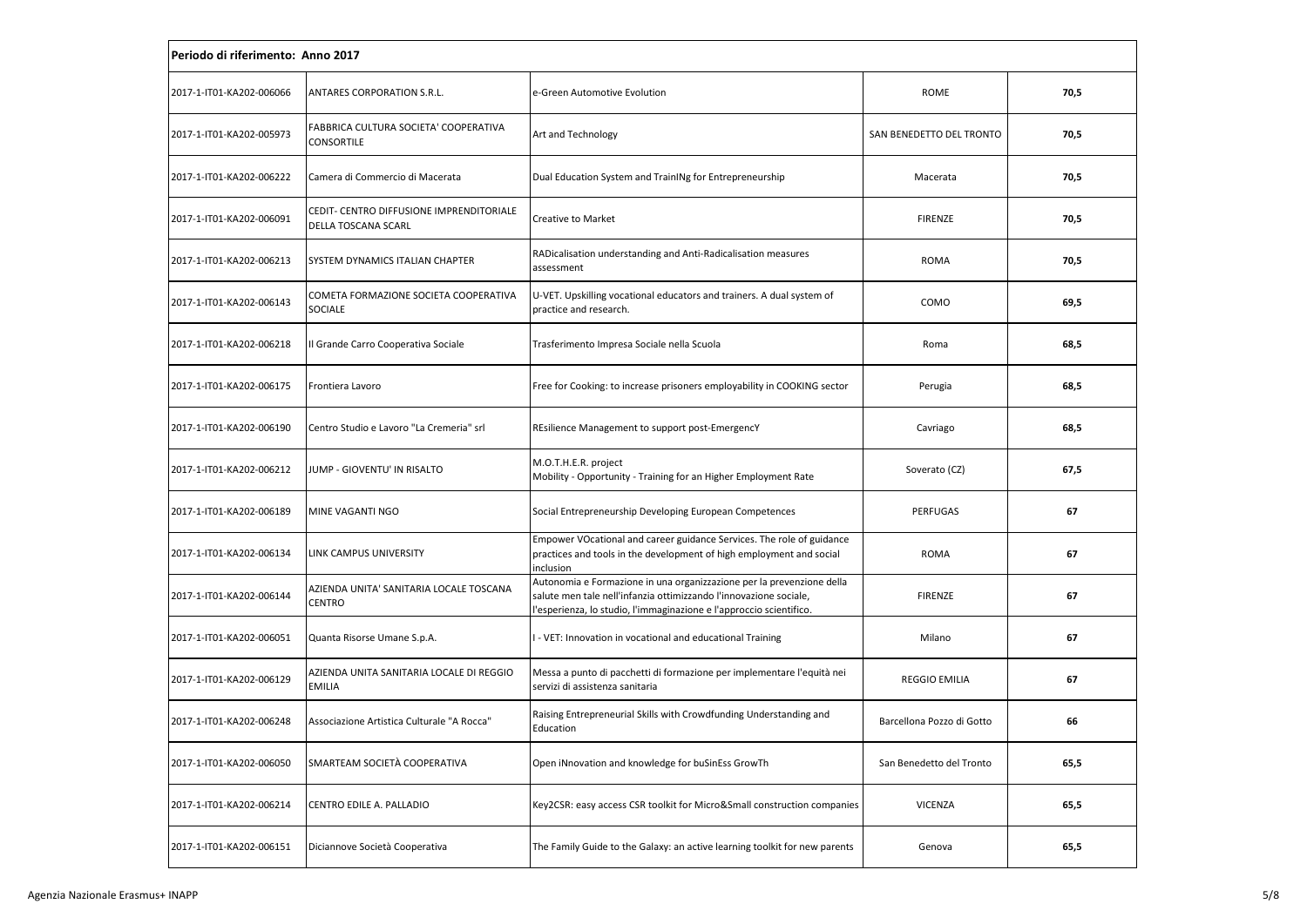| Periodo di riferimento: Anno 2017 | | | | |
|---|---|---|---|---|
| 2017-1-IT01-KA202-006066 | ANTARES CORPORATION S.R.L. | e-Green Automotive Evolution | ROME | 70,5 |
| 2017-1-IT01-KA202-005973 | FABBRICA CULTURA SOCIETA' COOPERATIVA CONSORTILE | Art and Technology | SAN BENEDETTO DEL TRONTO | 70,5 |
| 2017-1-IT01-KA202-006222 | Camera di Commercio di Macerata | Dual Education System and TrainINg for Entrepreneurship | Macerata | 70,5 |
| 2017-1-IT01-KA202-006091 | CEDIT- CENTRO DIFFUSIONE IMPRENDITORIALE DELLA TOSCANA SCARL | Creative to Market | FIRENZE | 70,5 |
| 2017-1-IT01-KA202-006213 | SYSTEM DYNAMICS ITALIAN CHAPTER | RADicalisation understanding and Anti-Radicalisation measures assessment | ROMA | 70,5 |
| 2017-1-IT01-KA202-006143 | COMETA FORMAZIONE SOCIETA COOPERATIVA SOCIALE | U-VET. Upskilling vocational educators and trainers. A dual system of practice and research. | COMO | 69,5 |
| 2017-1-IT01-KA202-006218 | Il Grande Carro Cooperativa Sociale | Trasferimento Impresa Sociale nella Scuola | Roma | 68,5 |
| 2017-1-IT01-KA202-006175 | Frontiera Lavoro | Free for Cooking: to increase prisoners employability in COOKING sector | Perugia | 68,5 |
| 2017-1-IT01-KA202-006190 | Centro Studio e Lavoro "La Cremeria" srl | REsilience Management to support post-EmergencY | Cavriago | 68,5 |
| 2017-1-IT01-KA202-006212 | JUMP - GIOVENTU' IN RISALTO | M.O.T.H.E.R. project<br>Mobility - Opportunity - Training for an Higher Employment Rate | Soverato (CZ) | 67,5 |
| 2017-1-IT01-KA202-006189 | MINE VAGANTI NGO | Social Entrepreneurship Developing European Competences | PERFUGAS | 67 |
| 2017-1-IT01-KA202-006134 | LINK CAMPUS UNIVERSITY | Empower VOcational and career guidance Services. The role of guidance practices and tools in the development of high employment and social inclusion | ROMA | 67 |
| 2017-1-IT01-KA202-006144 | AZIENDA UNITA' SANITARIA LOCALE TOSCANA CENTRO | Autonomia e Formazione in una organizzazione per la prevenzione della salute men tale nell'infanzia ottimizzando l'innovazione sociale, l'esperienza, lo studio, l'immaginazione e l'approccio scientifico. | FIRENZE | 67 |
| 2017-1-IT01-KA202-006051 | Quanta Risorse Umane S.p.A. | I - VET: Innovation in vocational and educational Training | Milano | 67 |
| 2017-1-IT01-KA202-006129 | AZIENDA UNITA SANITARIA LOCALE DI REGGIO EMILIA | Messa a punto di pacchetti di formazione per implementare l'equità nei servizi di assistenza sanitaria | REGGIO EMILIA | 67 |
| 2017-1-IT01-KA202-006248 | Associazione Artistica Culturale "A Rocca" | Raising Entrepreneurial Skills with Crowdfunding Understanding and Education | Barcellona Pozzo di Gotto | 66 |
| 2017-1-IT01-KA202-006050 | SMARTEAM SOCIETÀ COOPERATIVA | Open iNnovation and knowledge for buSinEss GrowTh | San Benedetto del Tronto | 65,5 |
| 2017-1-IT01-KA202-006214 | CENTRO EDILE A. PALLADIO | Key2CSR: easy access CSR toolkit for Micro&Small construction companies | VICENZA | 65,5 |
| 2017-1-IT01-KA202-006151 | Diciannove Società Cooperativa | The Family Guide to the Galaxy: an active learning toolkit for new parents | Genova | 65,5 |

Agenzia Nazionale Erasmus+ INAPP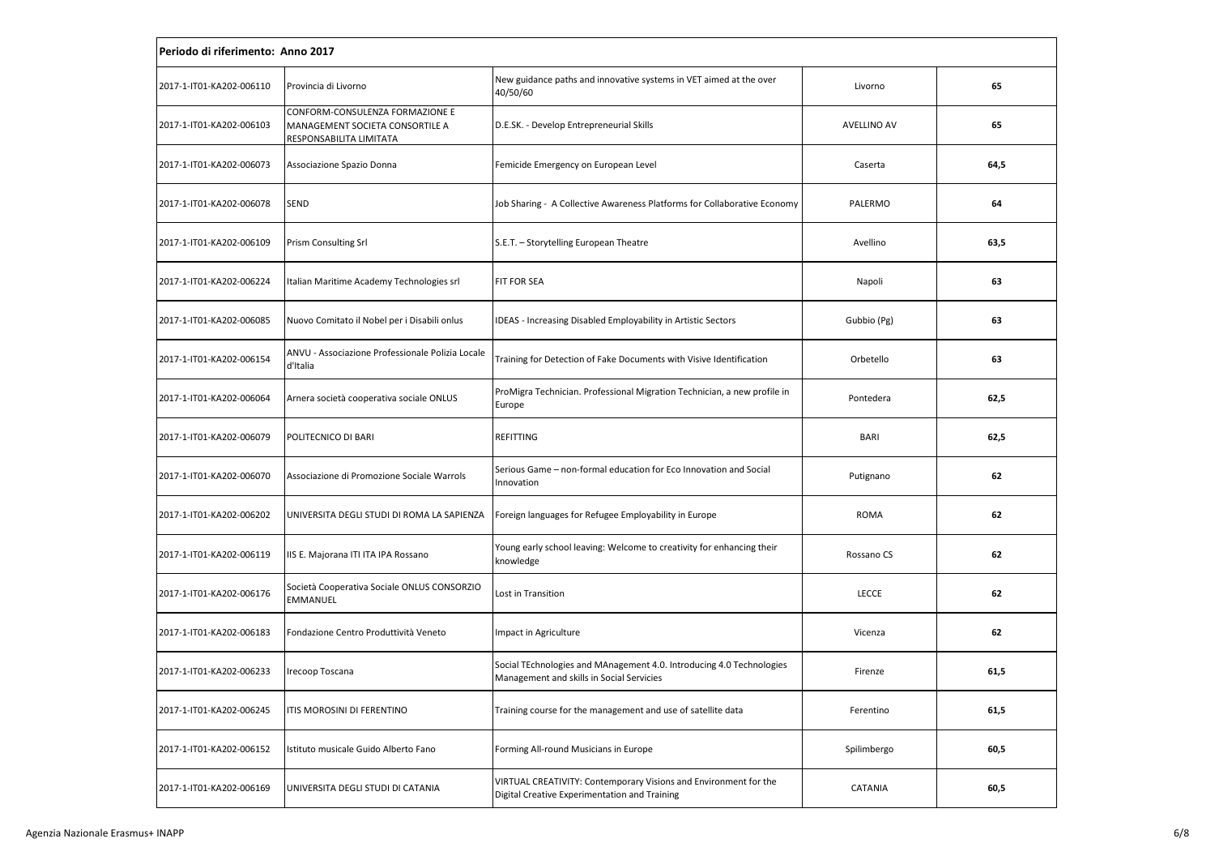**Periodo di riferimento: Anno 2017**

| | | | | |
|---|---|---|---|---|
| 2017-1-IT01-KA202-006110 | Provincia di Livorno | New guidance paths and innovative systems in VET aimed at the over 40/50/60 | Livorno | **65** |
| 2017-1-IT01-KA202-006103 | CONFORM-CONSULENZA FORMAZIONE E MANAGEMENT SOCIETA CONSORTILE A RESPONSABILITA LIMITATA | D.E.SK. - Develop Entrepreneurial Skills | AVELLINO AV | **65** |
| 2017-1-IT01-KA202-006073 | Associazione Spazio Donna | Femicide Emergency on European Level | Caserta | **64,5** |
| 2017-1-IT01-KA202-006078 | SEND | Job Sharing - A Collective Awareness Platforms for Collaborative Economy | PALERMO | **64** |
| 2017-1-IT01-KA202-006109 | Prism Consulting Srl | S.E.T. – Storytelling European Theatre | Avellino | **63,5** |
| 2017-1-IT01-KA202-006224 | Italian Maritime Academy Technologies srl | FIT FOR SEA | Napoli | **63** |
| 2017-1-IT01-KA202-006085 | Nuovo Comitato il Nobel per i Disabili onlus | IDEAS - Increasing Disabled Employability in Artistic Sectors | Gubbio (Pg) | **63** |
| 2017-1-IT01-KA202-006154 | ANVU - Associazione Professionale Polizia Locale d'Italia | Training for Detection of Fake Documents with Visive Identification | Orbetello | **63** |
| 2017-1-IT01-KA202-006064 | Arnera società cooperativa sociale ONLUS | ProMigra Technician. Professional Migration Technician, a new profile in Europe | Pontedera | **62,5** |
| 2017-1-IT01-KA202-006079 | POLITECNICO DI BARI | REFITTING | BARI | **62,5** |
| 2017-1-IT01-KA202-006070 | Associazione di Promozione Sociale Warrols | Serious Game – non-formal education for Eco Innovation and Social Innovation | Putignano | **62** |
| 2017-1-IT01-KA202-006202 | UNIVERSITA DEGLI STUDI DI ROMA LA SAPIENZA | Foreign languages for Refugee Employability in Europe | ROMA | **62** |
| 2017-1-IT01-KA202-006119 | IIS E. Majorana ITI ITA IPA Rossano | Young early school leaving: Welcome to creativity for enhancing their knowledge | Rossano CS | **62** |
| 2017-1-IT01-KA202-006176 | Società Cooperativa Sociale ONLUS CONSORZIO EMMANUEL | Lost in Transition | LECCE | **62** |
| 2017-1-IT01-KA202-006183 | Fondazione Centro Produttività Veneto | Impact in Agriculture | Vicenza | **62** |
| 2017-1-IT01-KA202-006233 | Irecoop Toscana | Social TEchnologies and MAnagement 4.0. Introducing 4.0 Technologies Management and skills in Social Servicies | Firenze | **61,5** |
| 2017-1-IT01-KA202-006245 | ITIS MOROSINI DI FERENTINO | Training course for the management and use of satellite data | Ferentino | **61,5** |
| 2017-1-IT01-KA202-006152 | Istituto musicale Guido Alberto Fano | Forming All-round Musicians in Europe | Spilimbergo | **60,5** |
| 2017-1-IT01-KA202-006169 | UNIVERSITA DEGLI STUDI DI CATANIA | VIRTUAL CREATIVITY: Contemporary Visions and Environment for the Digital Creative Experimentation and Training | CATANIA | **60,5** |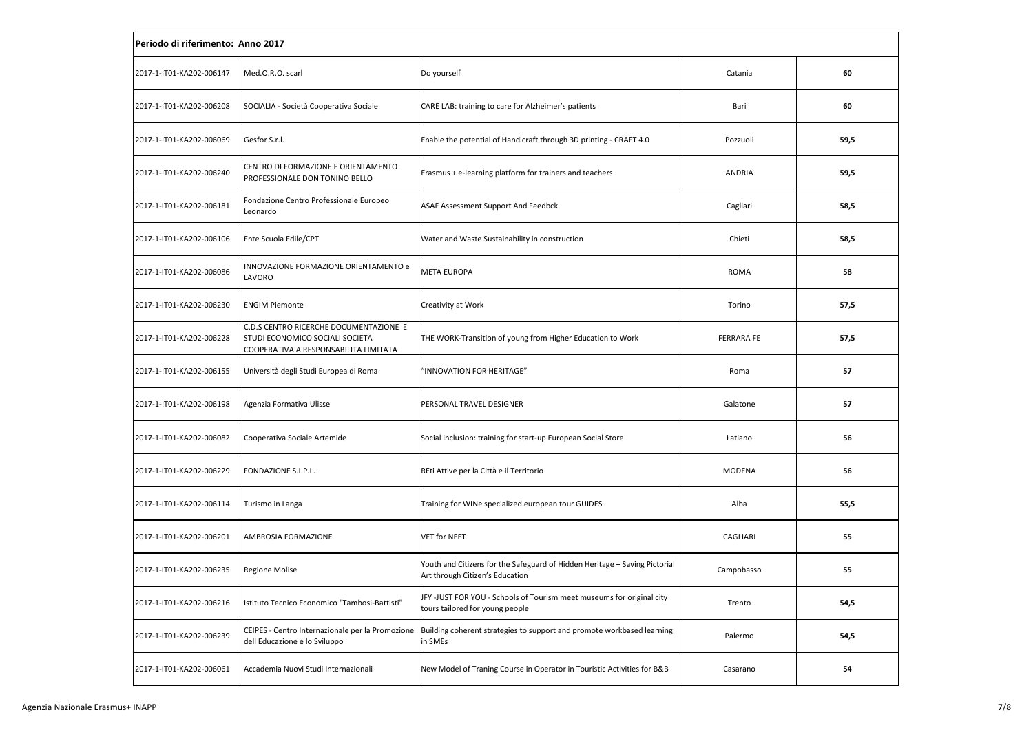**Periodo di riferimento: Anno 2017**

| | | | | |
|---|---|---|---|---|
| 2017-1-IT01-KA202-006147 | Med.O.R.O. scarl | Do yourself | Catania | **60** |
| 2017-1-IT01-KA202-006208 | SOCIALIA - Società Cooperativa Sociale | CARE LAB: training to care for Alzheimer's patients | Bari | **60** |
| 2017-1-IT01-KA202-006069 | Gesfor S.r.l. | Enable the potential of Handicraft through 3D printing - CRAFT 4.0 | Pozzuoli | **59,5** |
| 2017-1-IT01-KA202-006240 | CENTRO DI FORMAZIONE E ORIENTAMENTO PROFESSIONALE DON TONINO BELLO | Erasmus + e-learning platform for trainers and teachers | ANDRIA | **59,5** |
| 2017-1-IT01-KA202-006181 | Fondazione Centro Professionale Europeo Leonardo | ASAF Assessment Support And Feedbck | Cagliari | **58,5** |
| 2017-1-IT01-KA202-006106 | Ente Scuola Edile/CPT | Water and Waste Sustainability in construction | Chieti | **58,5** |
| 2017-1-IT01-KA202-006086 | INNOVAZIONE FORMAZIONE ORIENTAMENTO e LAVORO | META EUROPA | ROMA | **58** |
| 2017-1-IT01-KA202-006230 | ENGIM Piemonte | Creativity at Work | Torino | **57,5** |
| 2017-1-IT01-KA202-006228 | C.D.S CENTRO RICERCHE DOCUMENTAZIONE E STUDI ECONOMICO SOCIALI SOCIETA COOPERATIVA A RESPONSABILITA LIMITATA | THE WORK-Transition of young from Higher Education to Work | FERRARA FE | **57,5** |
| 2017-1-IT01-KA202-006155 | Università degli Studi Europea di Roma | "INNOVATION FOR HERITAGE" | Roma | **57** |
| 2017-1-IT01-KA202-006198 | Agenzia Formativa Ulisse | PERSONAL TRAVEL DESIGNER | Galatone | **57** |
| 2017-1-IT01-KA202-006082 | Cooperativa Sociale Artemide | Social inclusion: training for start-up European Social Store | Latiano | **56** |
| 2017-1-IT01-KA202-006229 | FONDAZIONE S.I.P.L. | REti Attive per la Città e il Territorio | MODENA | **56** |
| 2017-1-IT01-KA202-006114 | Turismo in Langa | Training for WINe specialized european tour GUIDES | Alba | **55,5** |
| 2017-1-IT01-KA202-006201 | AMBROSIA FORMAZIONE | VET for NEET | CAGLIARI | **55** |
| 2017-1-IT01-KA202-006235 | Regione Molise | Youth and Citizens for the Safeguard of Hidden Heritage – Saving Pictorial Art through Citizen's Education | Campobasso | **55** |
| 2017-1-IT01-KA202-006216 | Istituto Tecnico Economico "Tambosi-Battisti" | JFY -JUST FOR YOU - Schools of Tourism meet museums for original city tours tailored for young people | Trento | **54,5** |
| 2017-1-IT01-KA202-006239 | CEIPES - Centro Internazionale per la Promozione dell Educazione e lo Sviluppo | Building coherent strategies to support and promote workbased learning in SMEs | Palermo | **54,5** |
| 2017-1-IT01-KA202-006061 | Accademia Nuovi Studi Internazionali | New Model of Traning Course in Operator in Touristic Activities for B&B | Casarano | **54** |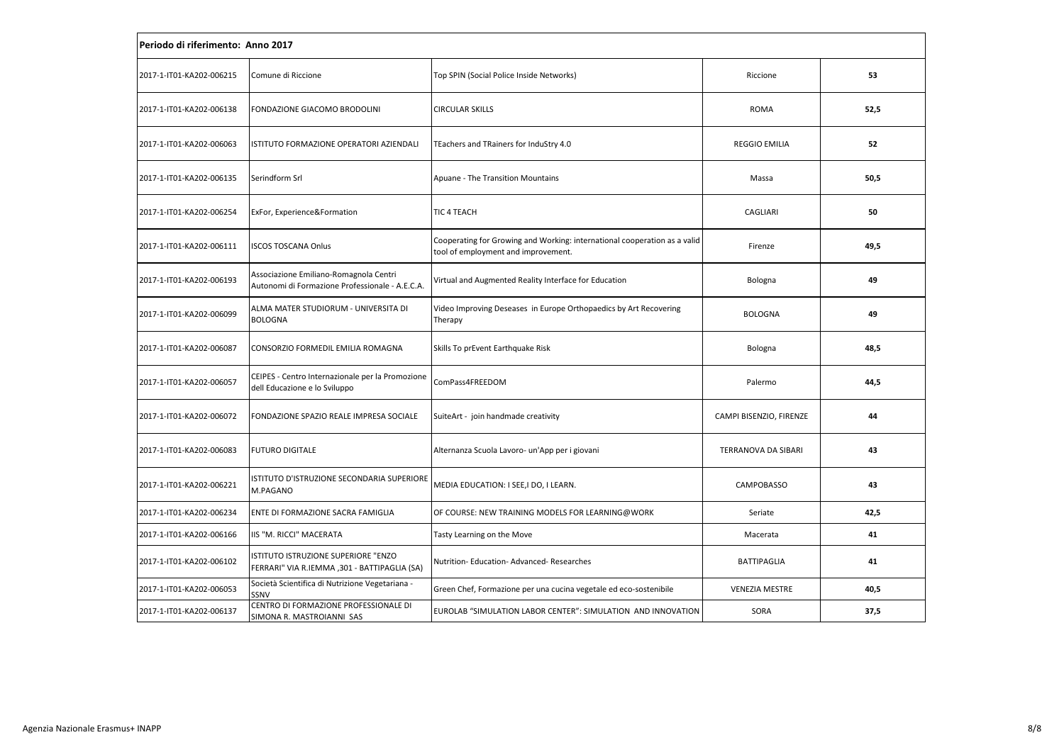**Periodo di riferimento: Anno 2017**

| | | | | |
|---|---|---|---|---|
| 2017-1-IT01-KA202-006215 | Comune di Riccione | Top SPIN (Social Police Inside Networks) | Riccione | **53** |
| 2017-1-IT01-KA202-006138 | FONDAZIONE GIACOMO BRODOLINI | CIRCULAR SKILLS | ROMA | **52,5** |
| 2017-1-IT01-KA202-006063 | ISTITUTO FORMAZIONE OPERATORI AZIENDALI | TEachers and TRainers for InduStry 4.0 | REGGIO EMILIA | **52** |
| 2017-1-IT01-KA202-006135 | Serindform Srl | Apuane - The Transition Mountains | Massa | **50,5** |
| 2017-1-IT01-KA202-006254 | ExFor, Experience&Formation | TIC 4 TEACH | CAGLIARI | **50** |
| 2017-1-IT01-KA202-006111 | ISCOS TOSCANA Onlus | Cooperating for Growing and Working: international cooperation as a valid tool of employment and improvement. | Firenze | **49,5** |
| 2017-1-IT01-KA202-006193 | Associazione Emiliano-Romagnola Centri Autonomi di Formazione Professionale - A.E.C.A. | Virtual and Augmented Reality Interface for Education | Bologna | **49** |
| 2017-1-IT01-KA202-006099 | ALMA MATER STUDIORUM - UNIVERSITA DI BOLOGNA | Video Improving Deseases in Europe Orthopaedics by Art Recovering Therapy | BOLOGNA | **49** |
| 2017-1-IT01-KA202-006087 | CONSORZIO FORMEDIL EMILIA ROMAGNA | Skills To prEvent Earthquake Risk | Bologna | **48,5** |
| 2017-1-IT01-KA202-006057 | CEIPES - Centro Internazionale per la Promozione dell Educazione e lo Sviluppo | ComPass4FREEDOM | Palermo | **44,5** |
| 2017-1-IT01-KA202-006072 | FONDAZIONE SPAZIO REALE IMPRESA SOCIALE | SuiteArt - join handmade creativity | CAMPI BISENZIO, FIRENZE | **44** |
| 2017-1-IT01-KA202-006083 | FUTURO DIGITALE | Alternanza Scuola Lavoro- un'App per i giovani | TERRANOVA DA SIBARI | **43** |
| 2017-1-IT01-KA202-006221 | ISTITUTO D'ISTRUZIONE SECONDARIA SUPERIORE M.PAGANO | MEDIA EDUCATION: I SEE,I DO, I LEARN. | CAMPOBASSO | **43** |
| 2017-1-IT01-KA202-006234 | ENTE DI FORMAZIONE SACRA FAMIGLIA | OF COURSE: NEW TRAINING MODELS FOR LEARNING@WORK | Seriate | **42,5** |
| 2017-1-IT01-KA202-006166 | IIS "M. RICCI" MACERATA | Tasty Learning on the Move | Macerata | **41** |
| 2017-1-IT01-KA202-006102 | ISTITUTO ISTRUZIONE SUPERIORE "ENZO FERRARI" VIA R.IEMMA ,301 - BATTIPAGLIA (SA) | Nutrition- Education- Advanced- Researches | BATTIPAGLIA | **41** |
| 2017-1-IT01-KA202-006053 | Società Scientifica di Nutrizione Vegetariana - SSNV | Green Chef, Formazione per una cucina vegetale ed eco-sostenibile | VENEZIA MESTRE | **40,5** |
| 2017-1-IT01-KA202-006137 | CENTRO DI FORMAZIONE PROFESSIONALE DI SIMONA R. MASTROIANNI SAS | EUROLAB "SIMULATION LABOR CENTER": SIMULATION AND INNOVATION | SORA | **37,5** |

Agenzia Nazionale Erasmus+ INAPP